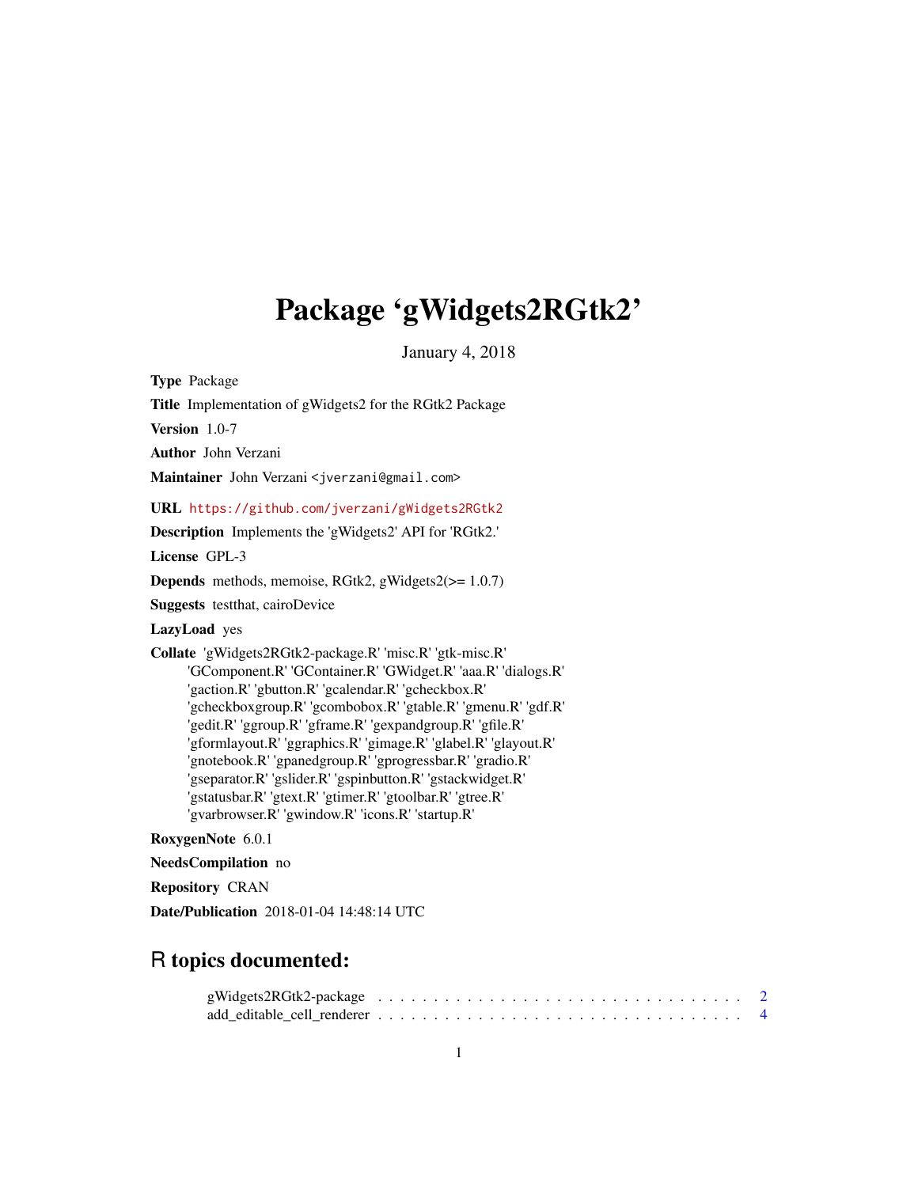# Package 'gWidgets2RGtk2'

January 4, 2018

**Type** Package

**Title** Implementation of gWidgets2 for the RGtk2 Package

**Version** 1.0-7

**Author** John Verzani

**Maintainer** John Verzani <jverzani@gmail.com>

**URL** https://github.com/jverzani/gWidgets2RGtk2

**Description** Implements the 'gWidgets2' API for 'RGtk2.'

**License** GPL-3

**Depends** methods, memoise, RGtk2, gWidgets2(>= 1.0.7)

**Suggests** testthat, cairoDevice

**LazyLoad** yes

**Collate** 'gWidgets2RGtk2-package.R' 'misc.R' 'gtk-misc.R' 'GComponent.R' 'GContainer.R' 'GWidget.R' 'aaa.R' 'dialogs.R' 'gaction.R' 'gbutton.R' 'gcalendar.R' 'gcheckbox.R' 'gcheckboxgroup.R' 'gcombobox.R' 'gtable.R' 'gmenu.R' 'gdf.R' 'gedit.R' 'ggroup.R' 'gframe.R' 'gexpandgroup.R' 'gfile.R' 'gformlayout.R' 'ggraphics.R' 'gimage.R' 'glabel.R' 'glayout.R' 'gnotebook.R' 'gpanedgroup.R' 'gprogressbar.R' 'gradio.R' 'gseparator.R' 'gslider.R' 'gspinbutton.R' 'gstackwidget.R' 'gstatusbar.R' 'gtext.R' 'gtimer.R' 'gtoolbar.R' 'gtree.R' 'gvarbrowser.R' 'gwindow.R' 'icons.R' 'startup.R'

**RoxygenNote** 6.0.1

**NeedsCompilation** no

**Repository** CRAN

**Date/Publication** 2018-01-04 14:48:14 UTC

## R topics documented:

gWidgets2RGtk2-package . . . . . . . . . . . . . . . . . . . . . . . . . . . . . . . . 2
add_editable_cell_renderer . . . . . . . . . . . . . . . . . . . . . . . . . . . . . . . 4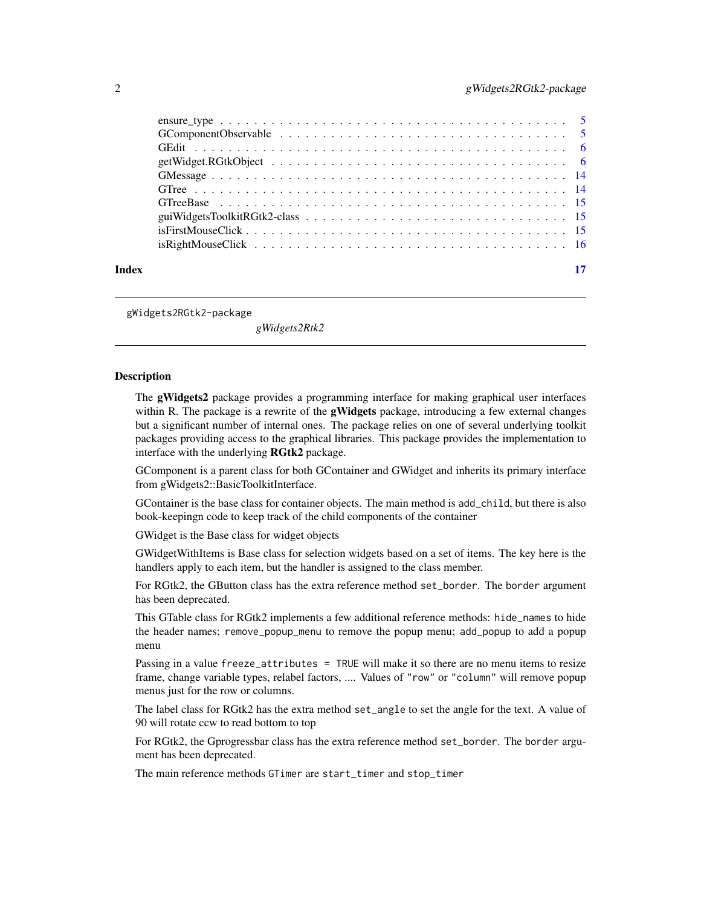ensure_type . . . . . . . . . . . . . . . . . . . . . . . . . . . . . . . . . . . . . . . . 5
GComponentObservable . . . . . . . . . . . . . . . . . . . . . . . . . . . . . . . . . . 5
GEdit . . . . . . . . . . . . . . . . . . . . . . . . . . . . . . . . . . . . . . . . . . . 6
getWidget.RGtkObject . . . . . . . . . . . . . . . . . . . . . . . . . . . . . . . . . . 6
GMessage . . . . . . . . . . . . . . . . . . . . . . . . . . . . . . . . . . . . . . . . . 14
GTree . . . . . . . . . . . . . . . . . . . . . . . . . . . . . . . . . . . . . . . . . . . 14
GTreeBase . . . . . . . . . . . . . . . . . . . . . . . . . . . . . . . . . . . . . . . . 15
guiWidgetsToolkitRGtk2-class . . . . . . . . . . . . . . . . . . . . . . . . . . . . . . 15
isFirstMouseClick . . . . . . . . . . . . . . . . . . . . . . . . . . . . . . . . . . . . 15
isRightMouseClick . . . . . . . . . . . . . . . . . . . . . . . . . . . . . . . . . . . . 16

**Index** 17

---

`gWidgets2RGtk2-package` *gWidgets2Rtk2*

---

## Description

The **gWidgets2** package provides a programming interface for making graphical user interfaces within R. The package is a rewrite of the **gWidgets** package, introducing a few external changes but a significant number of internal ones. The package relies on one of several underlying toolkit packages providing access to the graphical libraries. This package provides the implementation to interface with the underlying **RGtk2** package.

GComponent is a parent class for both GContainer and GWidget and inherits its primary interface from gWidgets2::BasicToolkitInterface.

GContainer is the base class for container objects. The main method is `add_child`, but there is also book-keepingn code to keep track of the child components of the container

GWidget is the Base class for widget objects

GWidgetWithItems is Base class for selection widgets based on a set of items. The key here is the handlers apply to each item, but the handler is assigned to the class member.

For RGtk2, the GButton class has the extra reference method `set_border`. The `border` argument has been deprecated.

This GTable class for RGtk2 implements a few additional reference methods: `hide_names` to hide the header names; `remove_popup_menu` to remove the popup menu; `add_popup` to add a popup menu

Passing in a value `freeze_attributes = TRUE` will make it so there are no menu items to resize frame, change variable types, relabel factors, .... Values of `"row"` or `"column"` will remove popup menus just for the row or columns.

The label class for RGtk2 has the extra method `set_angle` to set the angle for the text. A value of 90 will rotate ccw to read bottom to top

For RGtk2, the Gprogressbar class has the extra reference method `set_border`. The `border` argument has been deprecated.

The main reference methods `GTimer` are `start_timer` and `stop_timer`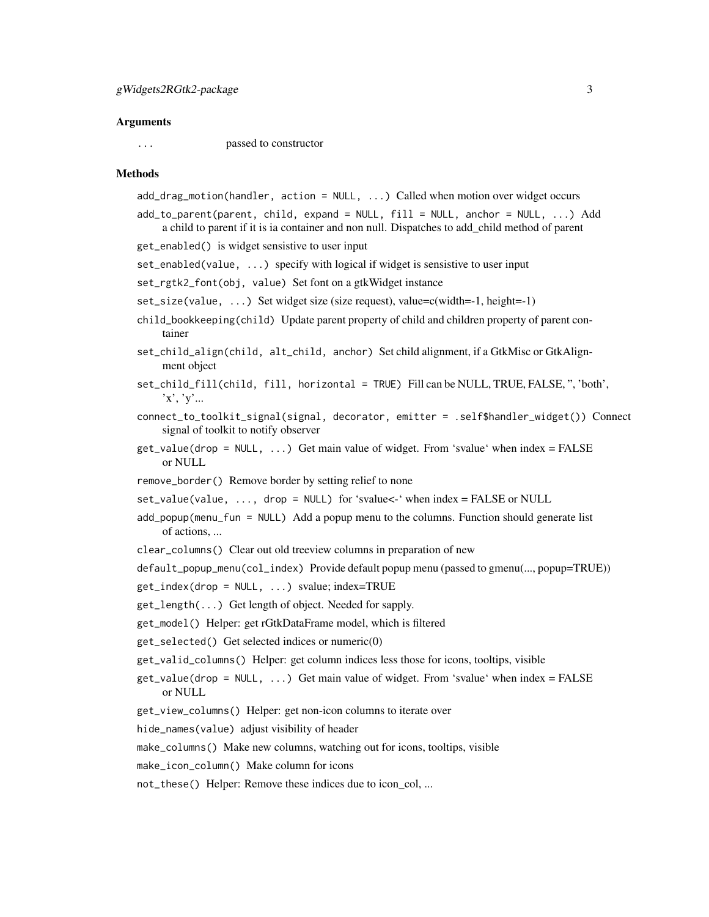## Arguments

`...` passed to constructor

## Methods

- `add_drag_motion(handler, action = NULL, ...)` Called when motion over widget occurs
- `add_to_parent(parent, child, expand = NULL, fill = NULL, anchor = NULL, ...)` Add a child to parent if it is ia container and non null. Dispatches to add_child method of parent
- `get_enabled()` is widget sensistive to user input
- `set_enabled(value, ...)` specify with logical if widget is sensistive to user input
- `set_rgtk2_font(obj, value)` Set font on a gtkWidget instance
- `set_size(value, ...)` Set widget size (size request), value=c(width=-1, height=-1)
- `child_bookkeeping(child)` Update parent property of child and children property of parent container
- `set_child_align(child, alt_child, anchor)` Set child alignment, if a GtkMisc or GtkAlignment object
- `set_child_fill(child, fill, horizontal = TRUE)` Fill can be NULL, TRUE, FALSE, '', 'both', 'x', 'y'...
- `connect_to_toolkit_signal(signal, decorator, emitter = .self$handler_widget())` Connect signal of toolkit to notify observer
- `get_value(drop = NULL, ...)` Get main value of widget. From 'svalue' when index = FALSE or NULL
- `remove_border()` Remove border by setting relief to none
- `set_value(value, ..., drop = NULL)` for 'svalue<-' when index = FALSE or NULL
- `add_popup(menu_fun = NULL)` Add a popup menu to the columns. Function should generate list of actions, ...
- `clear_columns()` Clear out old treeview columns in preparation of new
- `default_popup_menu(col_index)` Provide default popup menu (passed to gmenu(..., popup=TRUE))
- `get_index(drop = NULL, ...)` svalue; index=TRUE
- `get_length(...)` Get length of object. Needed for sapply.
- `get_model()` Helper: get rGtkDataFrame model, which is filtered
- `get_selected()` Get selected indices or numeric(0)
- `get_valid_columns()` Helper: get column indices less those for icons, tooltips, visible
- `get_value(drop = NULL, ...)` Get main value of widget. From 'svalue' when index = FALSE or NULL
- `get_view_columns()` Helper: get non-icon columns to iterate over
- `hide_names(value)` adjust visibility of header
- `make_columns()` Make new columns, watching out for icons, tooltips, visible
- `make_icon_column()` Make column for icons
- `not_these()` Helper: Remove these indices due to icon_col, ...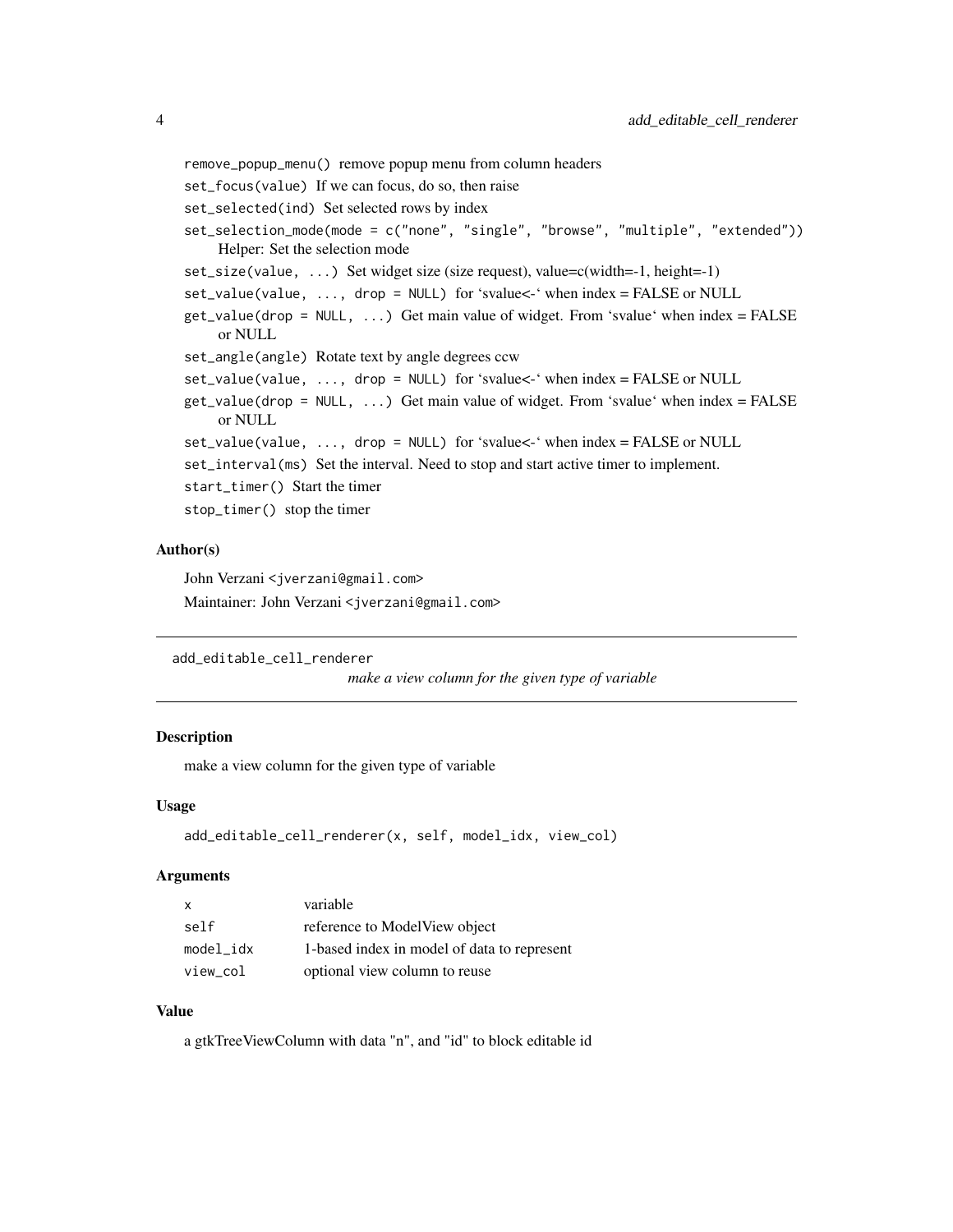`remove_popup_menu()` remove popup menu from column headers

`set_focus(value)` If we can focus, do so, then raise

`set_selected(ind)` Set selected rows by index

`set_selection_mode(mode = c("none", "single", "browse", "multiple", "extended"))` Helper: Set the selection mode

`set_size(value, ...)` Set widget size (size request), value=c(width=-1, height=-1)

`set_value(value, ..., drop = NULL)` for 'svalue<-' when index = FALSE or NULL

`get_value(drop = NULL, ...)` Get main value of widget. From 'svalue' when index = FALSE or NULL

`set_angle(angle)` Rotate text by angle degrees ccw

`set_value(value, ..., drop = NULL)` for 'svalue<-' when index = FALSE or NULL

`get_value(drop = NULL, ...)` Get main value of widget. From 'svalue' when index = FALSE or NULL

`set_value(value, ..., drop = NULL)` for 'svalue<-' when index = FALSE or NULL

`set_interval(ms)` Set the interval. Need to stop and start active timer to implement.

`start_timer()` Start the timer

`stop_timer()` stop the timer

### Author(s)

John Verzani <jverzani@gmail.com>

Maintainer: John Verzani <jverzani@gmail.com>

---

## add_editable_cell_renderer

*make a view column for the given type of variable*

---

### Description

make a view column for the given type of variable

### Usage

```
add_editable_cell_renderer(x, self, model_idx, view_col)
```

### Arguments

| | |
|---|---|
| x | variable |
| self | reference to ModelView object |
| model_idx | 1-based index in model of data to represent |
| view_col | optional view column to reuse |

### Value

a gtkTreeViewColumn with data "n", and "id" to block editable id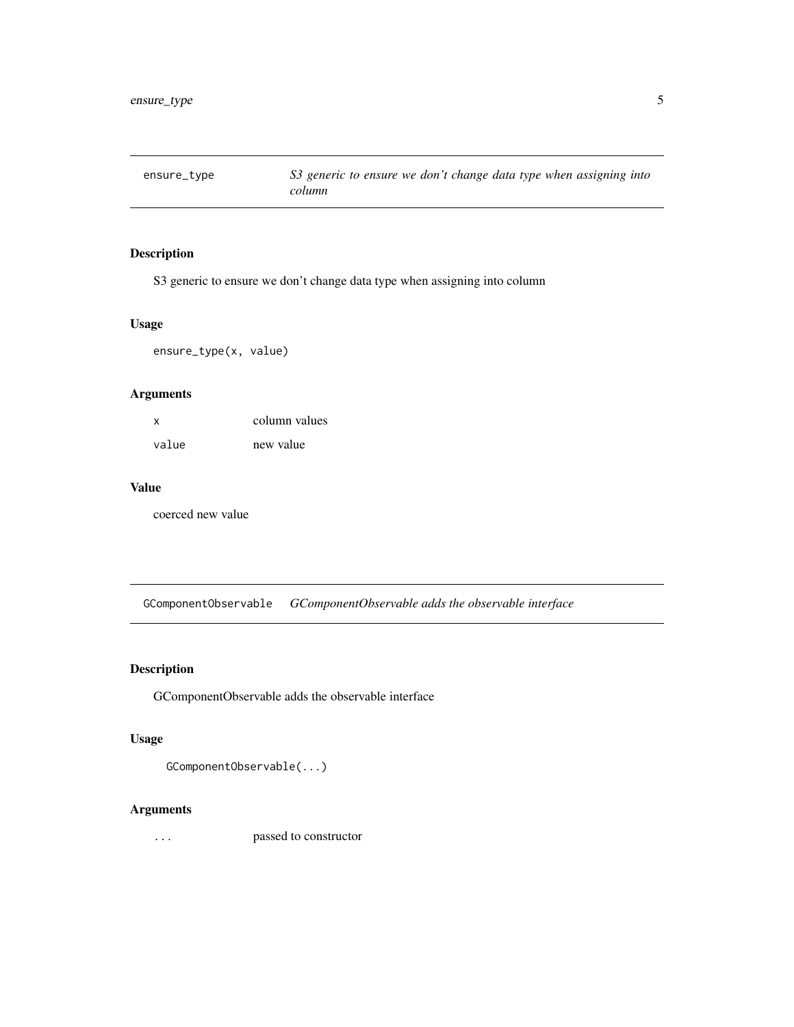## ensure_type — *S3 generic to ensure we don't change data type when assigning into column*

### Description

S3 generic to ensure we don't change data type when assigning into column

### Usage

```
ensure_type(x, value)
```

### Arguments

| | |
|---|---|
| `x` | column values |
| `value` | new value |

### Value

coerced new value

## GComponentObservable — *GComponentObservable adds the observable interface*

### Description

GComponentObservable adds the observable interface

### Usage

```
GComponentObservable(...)
```

### Arguments

| | |
|---|---|
| `...` | passed to constructor |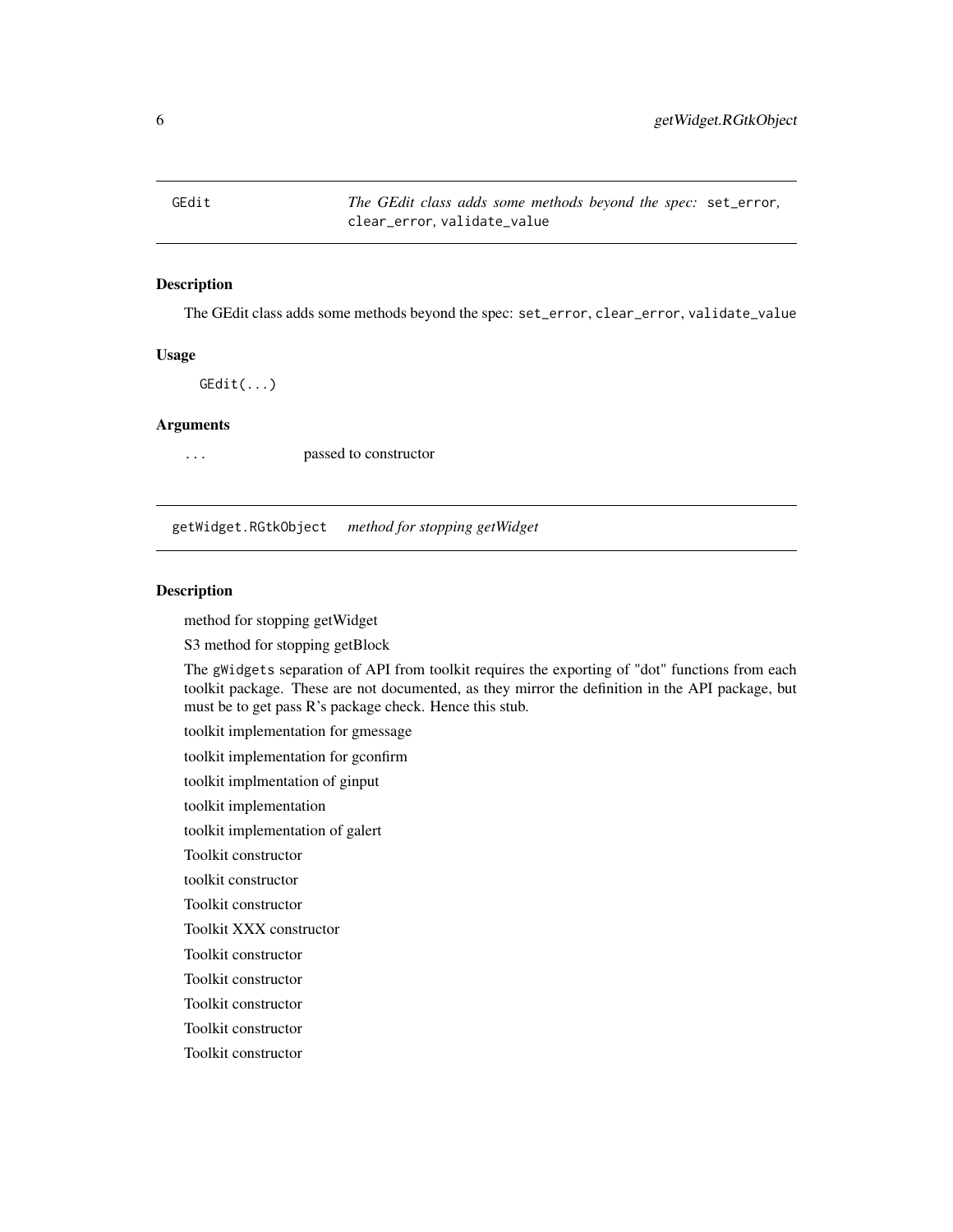## GEdit — *The GEdit class adds some methods beyond the spec:* `set_error`, `clear_error`, `validate_value`

### Description

The GEdit class adds some methods beyond the spec: `set_error`, `clear_error`, `validate_value`

### Usage

```
GEdit(...)
```

### Arguments

`...` passed to constructor

## getWidget.RGtkObject — *method for stopping getWidget*

### Description

method for stopping getWidget

S3 method for stopping getBlock

The `gWidgets` separation of API from toolkit requires the exporting of "dot" functions from each toolkit package. These are not documented, as they mirror the definition in the API package, but must be to get pass R's package check. Hence this stub.

toolkit implementation for gmessage

toolkit implementation for gconfirm

toolkit implmentation of ginput

toolkit implementation

toolkit implementation of galert

Toolkit constructor

toolkit constructor

Toolkit constructor

Toolkit XXX constructor

Toolkit constructor

Toolkit constructor

Toolkit constructor

Toolkit constructor

Toolkit constructor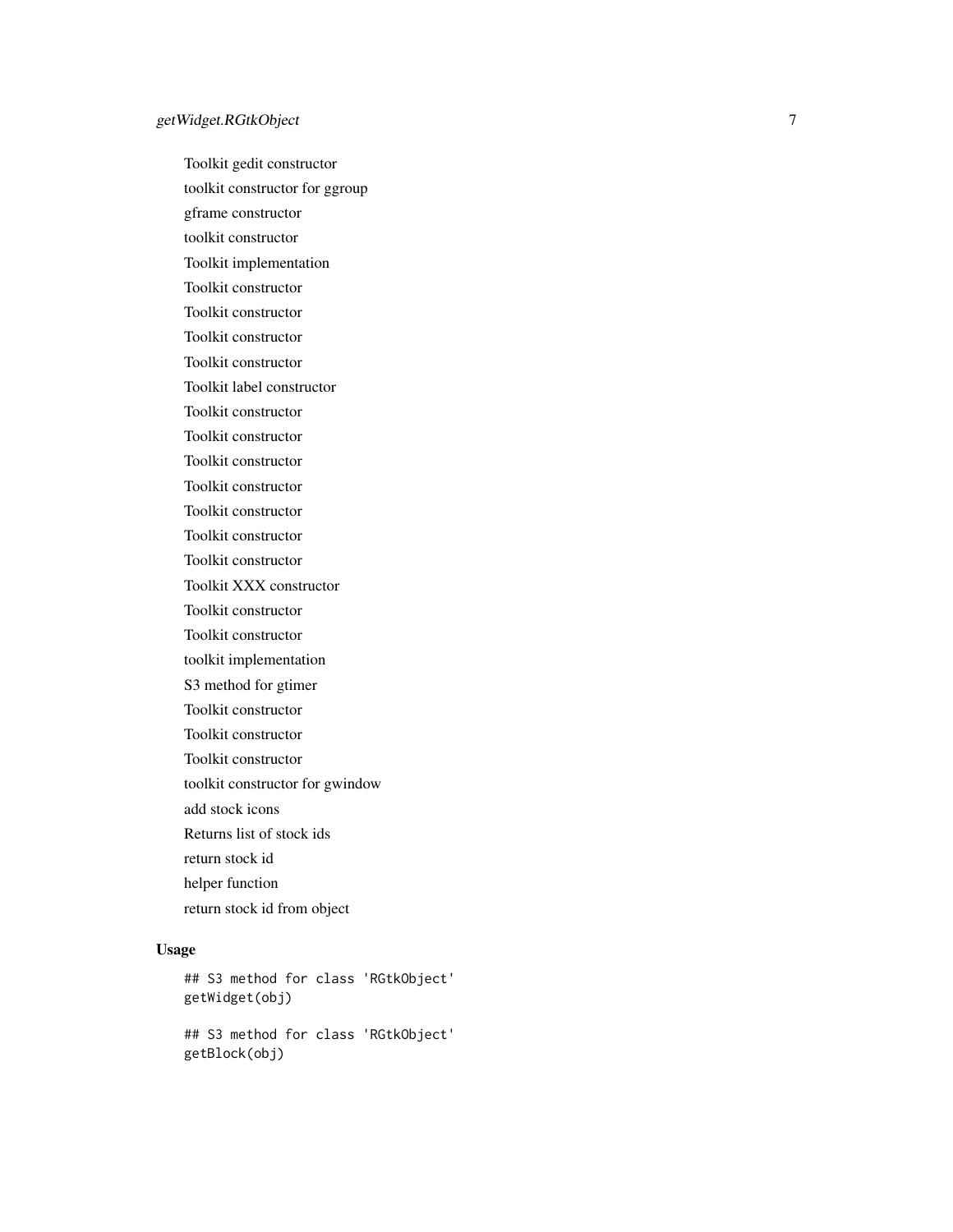Toolkit gedit constructor

toolkit constructor for ggroup

gframe constructor

toolkit constructor

Toolkit implementation

Toolkit constructor

Toolkit constructor

Toolkit constructor

Toolkit constructor

Toolkit label constructor

Toolkit constructor

Toolkit constructor

Toolkit constructor

Toolkit constructor

Toolkit constructor

Toolkit constructor

Toolkit constructor

Toolkit XXX constructor

Toolkit constructor

Toolkit constructor

toolkit implementation

S3 method for gtimer

Toolkit constructor

Toolkit constructor

Toolkit constructor

toolkit constructor for gwindow

add stock icons

Returns list of stock ids

return stock id

helper function

return stock id from object

## Usage

```
## S3 method for class 'RGtkObject'
getWidget(obj)

## S3 method for class 'RGtkObject'
getBlock(obj)
```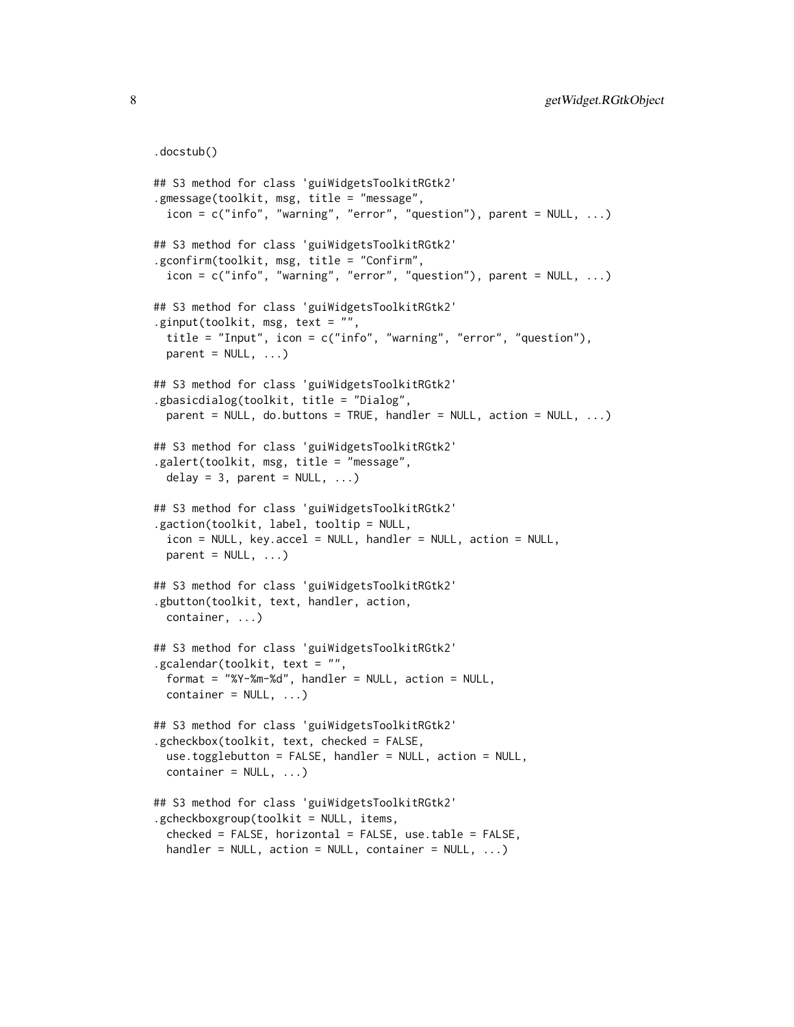```
.docstub()

## S3 method for class 'guiWidgetsToolkitRGtk2'
.gmessage(toolkit, msg, title = "message",
  icon = c("info", "warning", "error", "question"), parent = NULL, ...)

## S3 method for class 'guiWidgetsToolkitRGtk2'
.gconfirm(toolkit, msg, title = "Confirm",
  icon = c("info", "warning", "error", "question"), parent = NULL, ...)

## S3 method for class 'guiWidgetsToolkitRGtk2'
.ginput(toolkit, msg, text = "",
  title = "Input", icon = c("info", "warning", "error", "question"),
  parent = NULL, ...)

## S3 method for class 'guiWidgetsToolkitRGtk2'
.gbasicdialog(toolkit, title = "Dialog",
  parent = NULL, do.buttons = TRUE, handler = NULL, action = NULL, ...)

## S3 method for class 'guiWidgetsToolkitRGtk2'
.galert(toolkit, msg, title = "message",
  delay = 3, parent = NULL, ...)

## S3 method for class 'guiWidgetsToolkitRGtk2'
.gaction(toolkit, label, tooltip = NULL,
  icon = NULL, key.accel = NULL, handler = NULL, action = NULL,
  parent = NULL, ...)

## S3 method for class 'guiWidgetsToolkitRGtk2'
.gbutton(toolkit, text, handler, action,
  container, ...)

## S3 method for class 'guiWidgetsToolkitRGtk2'
.gcalendar(toolkit, text = "",
  format = "%Y-%m-%d", handler = NULL, action = NULL,
  container = NULL, ...)

## S3 method for class 'guiWidgetsToolkitRGtk2'
.gcheckbox(toolkit, text, checked = FALSE,
  use.togglebutton = FALSE, handler = NULL, action = NULL,
  container = NULL, ...)

## S3 method for class 'guiWidgetsToolkitRGtk2'
.gcheckboxgroup(toolkit = NULL, items,
  checked = FALSE, horizontal = FALSE, use.table = FALSE,
  handler = NULL, action = NULL, container = NULL, ...)
```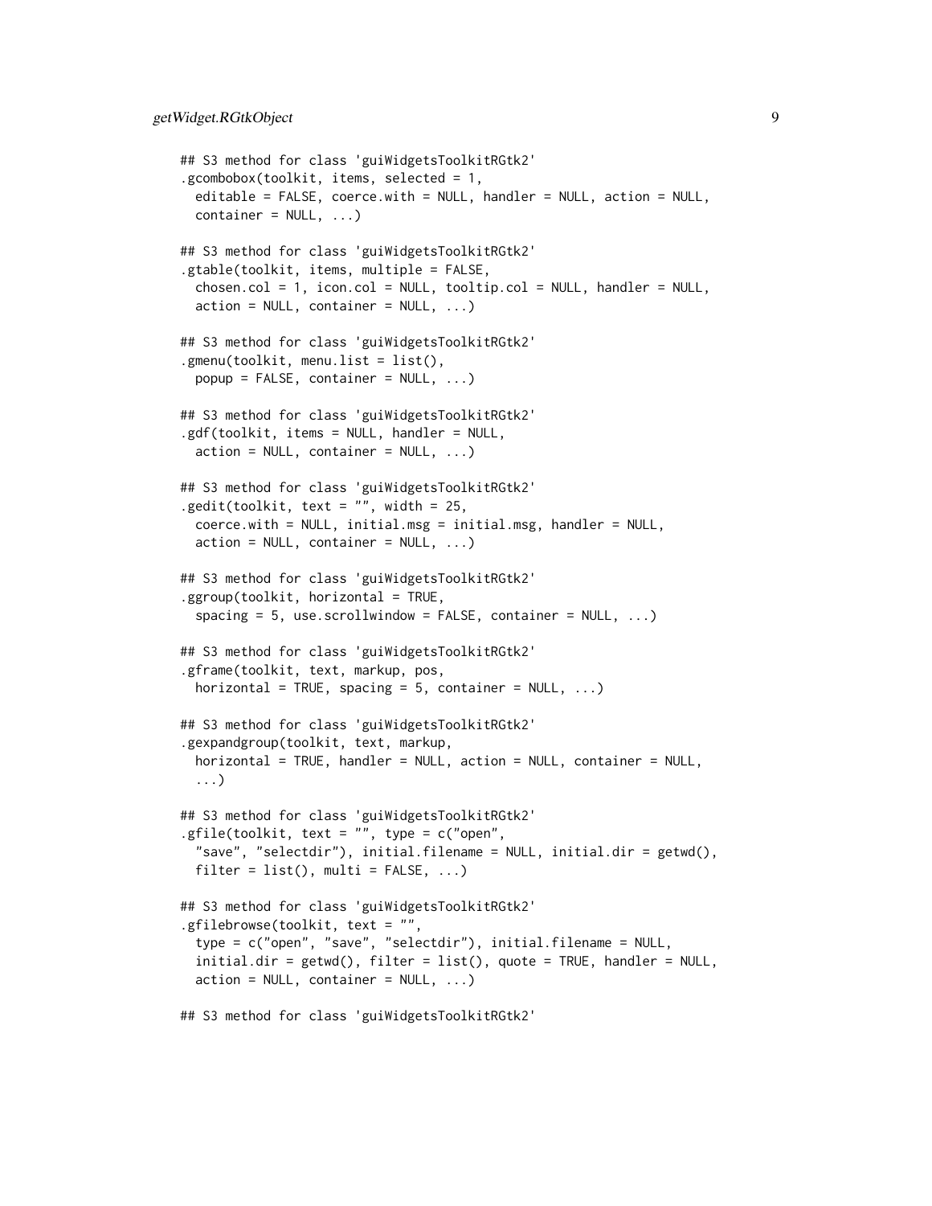```
## S3 method for class 'guiWidgetsToolkitRGtk2'
.gcombobox(toolkit, items, selected = 1,
  editable = FALSE, coerce.with = NULL, handler = NULL, action = NULL,
  container = NULL, ...)

## S3 method for class 'guiWidgetsToolkitRGtk2'
.gtable(toolkit, items, multiple = FALSE,
  chosen.col = 1, icon.col = NULL, tooltip.col = NULL, handler = NULL,
  action = NULL, container = NULL, ...)

## S3 method for class 'guiWidgetsToolkitRGtk2'
.gmenu(toolkit, menu.list = list(),
  popup = FALSE, container = NULL, ...)

## S3 method for class 'guiWidgetsToolkitRGtk2'
.gdf(toolkit, items = NULL, handler = NULL,
  action = NULL, container = NULL, ...)

## S3 method for class 'guiWidgetsToolkitRGtk2'
.gedit(toolkit, text = "", width = 25,
  coerce.with = NULL, initial.msg = initial.msg, handler = NULL,
  action = NULL, container = NULL, ...)

## S3 method for class 'guiWidgetsToolkitRGtk2'
.ggroup(toolkit, horizontal = TRUE,
  spacing = 5, use.scrollwindow = FALSE, container = NULL, ...)

## S3 method for class 'guiWidgetsToolkitRGtk2'
.gframe(toolkit, text, markup, pos,
  horizontal = TRUE, spacing = 5, container = NULL, ...)

## S3 method for class 'guiWidgetsToolkitRGtk2'
.gexpandgroup(toolkit, text, markup,
  horizontal = TRUE, handler = NULL, action = NULL, container = NULL,
  ...)

## S3 method for class 'guiWidgetsToolkitRGtk2'
.gfile(toolkit, text = "", type = c("open",
  "save", "selectdir"), initial.filename = NULL, initial.dir = getwd(),
  filter = list(), multi = FALSE, ...)

## S3 method for class 'guiWidgetsToolkitRGtk2'
.gfilebrowse(toolkit, text = "",
  type = c("open", "save", "selectdir"), initial.filename = NULL,
  initial.dir = getwd(), filter = list(), quote = TRUE, handler = NULL,
  action = NULL, container = NULL, ...)

## S3 method for class 'guiWidgetsToolkitRGtk2'
```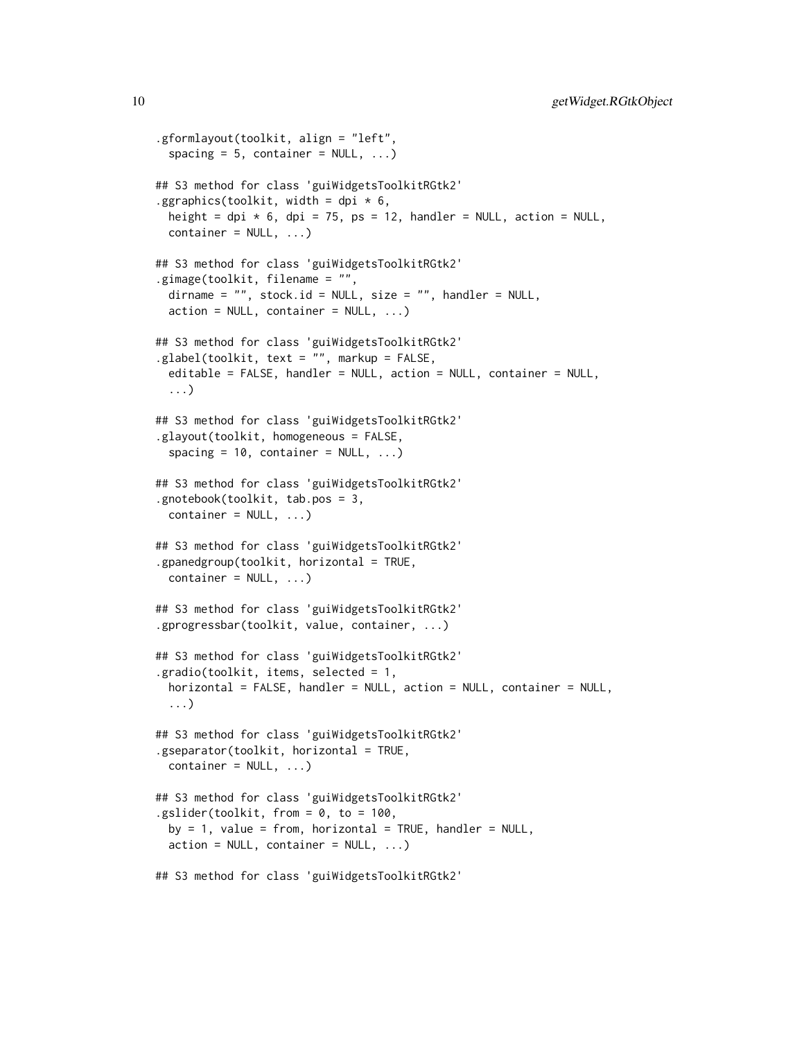```
.gformlayout(toolkit, align = "left",
  spacing = 5, container = NULL, ...)

## S3 method for class 'guiWidgetsToolkitRGtk2'
.ggraphics(toolkit, width = dpi * 6,
  height = dpi * 6, dpi = 75, ps = 12, handler = NULL, action = NULL,
  container = NULL, ...)

## S3 method for class 'guiWidgetsToolkitRGtk2'
.gimage(toolkit, filename = "",
  dirname = "", stock.id = NULL, size = "", handler = NULL,
  action = NULL, container = NULL, ...)

## S3 method for class 'guiWidgetsToolkitRGtk2'
.glabel(toolkit, text = "", markup = FALSE,
  editable = FALSE, handler = NULL, action = NULL, container = NULL,
  ...)

## S3 method for class 'guiWidgetsToolkitRGtk2'
.glayout(toolkit, homogeneous = FALSE,
  spacing = 10, container = NULL, ...)

## S3 method for class 'guiWidgetsToolkitRGtk2'
.gnotebook(toolkit, tab.pos = 3,
  container = NULL, ...)

## S3 method for class 'guiWidgetsToolkitRGtk2'
.gpanedgroup(toolkit, horizontal = TRUE,
  container = NULL, ...)

## S3 method for class 'guiWidgetsToolkitRGtk2'
.gprogressbar(toolkit, value, container, ...)

## S3 method for class 'guiWidgetsToolkitRGtk2'
.gradio(toolkit, items, selected = 1,
  horizontal = FALSE, handler = NULL, action = NULL, container = NULL,
  ...)

## S3 method for class 'guiWidgetsToolkitRGtk2'
.gseparator(toolkit, horizontal = TRUE,
  container = NULL, ...)

## S3 method for class 'guiWidgetsToolkitRGtk2'
.gslider(toolkit, from = 0, to = 100,
  by = 1, value = from, horizontal = TRUE, handler = NULL,
  action = NULL, container = NULL, ...)

## S3 method for class 'guiWidgetsToolkitRGtk2'
```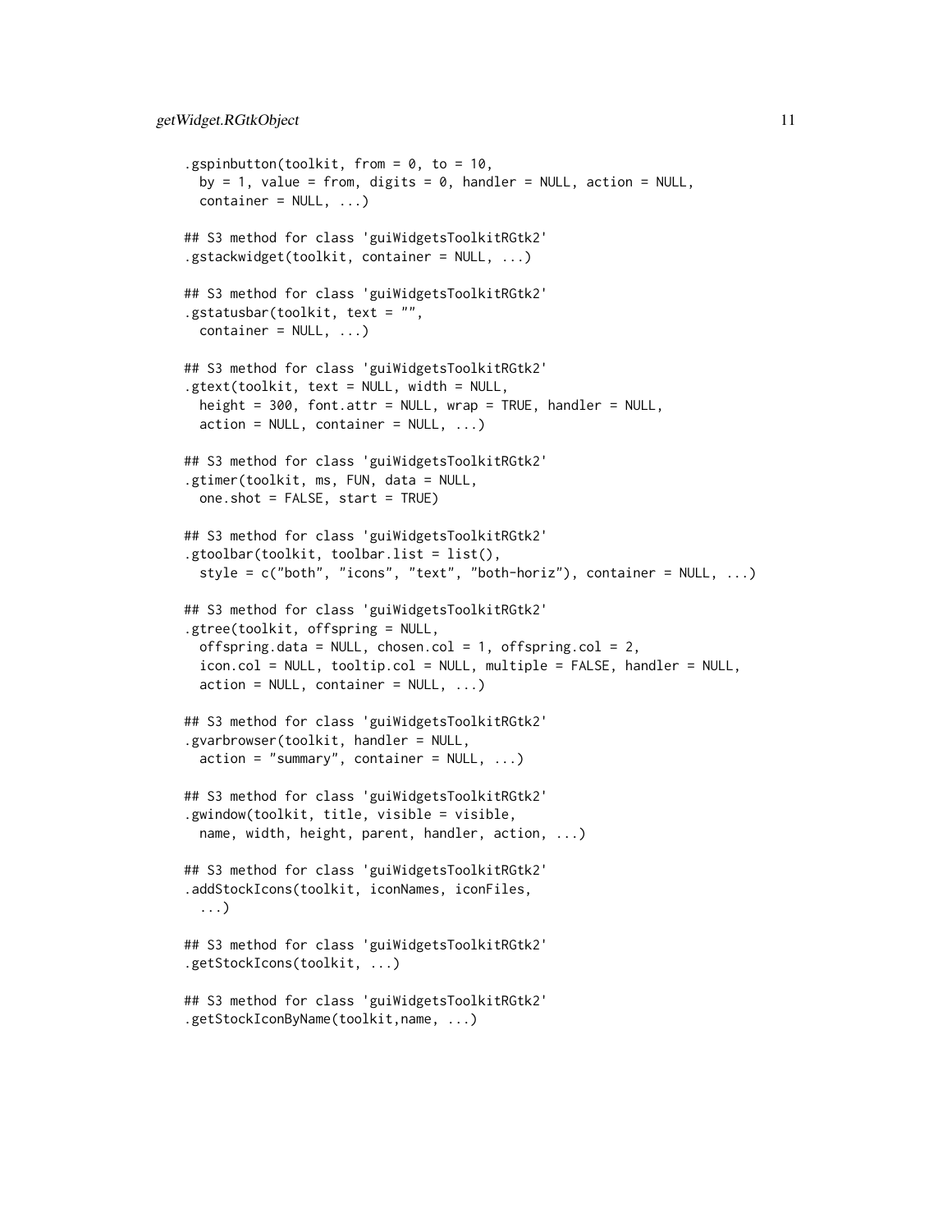```
.gspinbutton(toolkit, from = 0, to = 10,
  by = 1, value = from, digits = 0, handler = NULL, action = NULL,
  container = NULL, ...)

## S3 method for class 'guiWidgetsToolkitRGtk2'
.gstackwidget(toolkit, container = NULL, ...)

## S3 method for class 'guiWidgetsToolkitRGtk2'
.gstatusbar(toolkit, text = "",
  container = NULL, ...)

## S3 method for class 'guiWidgetsToolkitRGtk2'
.gtext(toolkit, text = NULL, width = NULL,
  height = 300, font.attr = NULL, wrap = TRUE, handler = NULL,
  action = NULL, container = NULL, ...)

## S3 method for class 'guiWidgetsToolkitRGtk2'
.gtimer(toolkit, ms, FUN, data = NULL,
  one.shot = FALSE, start = TRUE)

## S3 method for class 'guiWidgetsToolkitRGtk2'
.gtoolbar(toolkit, toolbar.list = list(),
  style = c("both", "icons", "text", "both-horiz"), container = NULL, ...)

## S3 method for class 'guiWidgetsToolkitRGtk2'
.gtree(toolkit, offspring = NULL,
  offspring.data = NULL, chosen.col = 1, offspring.col = 2,
  icon.col = NULL, tooltip.col = NULL, multiple = FALSE, handler = NULL,
  action = NULL, container = NULL, ...)

## S3 method for class 'guiWidgetsToolkitRGtk2'
.gvarbrowser(toolkit, handler = NULL,
  action = "summary", container = NULL, ...)

## S3 method for class 'guiWidgetsToolkitRGtk2'
.gwindow(toolkit, title, visible = visible,
  name, width, height, parent, handler, action, ...)

## S3 method for class 'guiWidgetsToolkitRGtk2'
.addStockIcons(toolkit, iconNames, iconFiles,
  ...)

## S3 method for class 'guiWidgetsToolkitRGtk2'
.getStockIcons(toolkit, ...)

## S3 method for class 'guiWidgetsToolkitRGtk2'
.getStockIconByName(toolkit,name, ...)
```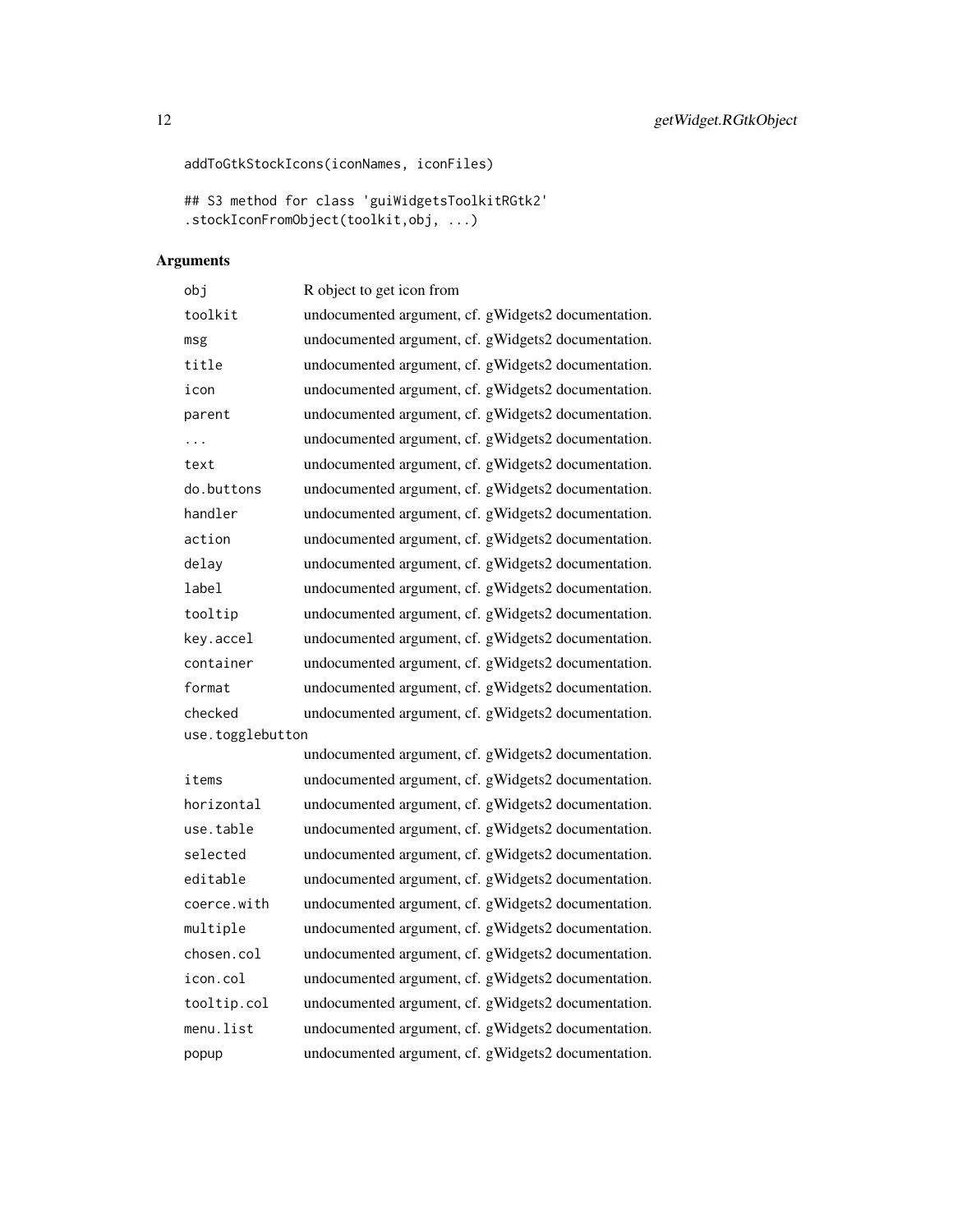```
addToGtkStockIcons(iconNames, iconFiles)

## S3 method for class 'guiWidgetsToolkitRGtk2'
.stockIconFromObject(toolkit,obj, ...)
```

## Arguments

| | |
|---|---|
| obj | R object to get icon from |
| toolkit | undocumented argument, cf. gWidgets2 documentation. |
| msg | undocumented argument, cf. gWidgets2 documentation. |
| title | undocumented argument, cf. gWidgets2 documentation. |
| icon | undocumented argument, cf. gWidgets2 documentation. |
| parent | undocumented argument, cf. gWidgets2 documentation. |
| ... | undocumented argument, cf. gWidgets2 documentation. |
| text | undocumented argument, cf. gWidgets2 documentation. |
| do.buttons | undocumented argument, cf. gWidgets2 documentation. |
| handler | undocumented argument, cf. gWidgets2 documentation. |
| action | undocumented argument, cf. gWidgets2 documentation. |
| delay | undocumented argument, cf. gWidgets2 documentation. |
| label | undocumented argument, cf. gWidgets2 documentation. |
| tooltip | undocumented argument, cf. gWidgets2 documentation. |
| key.accel | undocumented argument, cf. gWidgets2 documentation. |
| container | undocumented argument, cf. gWidgets2 documentation. |
| format | undocumented argument, cf. gWidgets2 documentation. |
| checked | undocumented argument, cf. gWidgets2 documentation. |
| use.togglebutton | undocumented argument, cf. gWidgets2 documentation. |
| items | undocumented argument, cf. gWidgets2 documentation. |
| horizontal | undocumented argument, cf. gWidgets2 documentation. |
| use.table | undocumented argument, cf. gWidgets2 documentation. |
| selected | undocumented argument, cf. gWidgets2 documentation. |
| editable | undocumented argument, cf. gWidgets2 documentation. |
| coerce.with | undocumented argument, cf. gWidgets2 documentation. |
| multiple | undocumented argument, cf. gWidgets2 documentation. |
| chosen.col | undocumented argument, cf. gWidgets2 documentation. |
| icon.col | undocumented argument, cf. gWidgets2 documentation. |
| tooltip.col | undocumented argument, cf. gWidgets2 documentation. |
| menu.list | undocumented argument, cf. gWidgets2 documentation. |
| popup | undocumented argument, cf. gWidgets2 documentation. |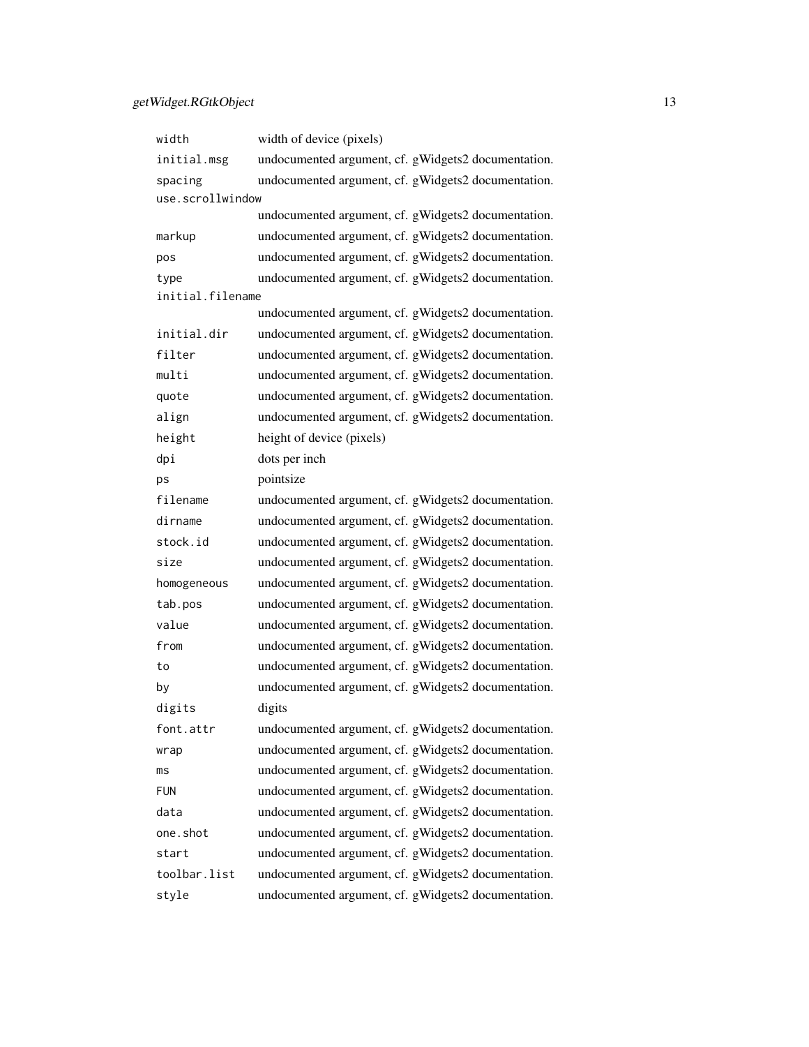| | |
|---|---|
| `width` | width of device (pixels) |
| `initial.msg` | undocumented argument, cf. gWidgets2 documentation. |
| `spacing` | undocumented argument, cf. gWidgets2 documentation. |
| `use.scrollwindow` | undocumented argument, cf. gWidgets2 documentation. |
| `markup` | undocumented argument, cf. gWidgets2 documentation. |
| `pos` | undocumented argument, cf. gWidgets2 documentation. |
| `type` | undocumented argument, cf. gWidgets2 documentation. |
| `initial.filename` | undocumented argument, cf. gWidgets2 documentation. |
| `initial.dir` | undocumented argument, cf. gWidgets2 documentation. |
| `filter` | undocumented argument, cf. gWidgets2 documentation. |
| `multi` | undocumented argument, cf. gWidgets2 documentation. |
| `quote` | undocumented argument, cf. gWidgets2 documentation. |
| `align` | undocumented argument, cf. gWidgets2 documentation. |
| `height` | height of device (pixels) |
| `dpi` | dots per inch |
| `ps` | pointsize |
| `filename` | undocumented argument, cf. gWidgets2 documentation. |
| `dirname` | undocumented argument, cf. gWidgets2 documentation. |
| `stock.id` | undocumented argument, cf. gWidgets2 documentation. |
| `size` | undocumented argument, cf. gWidgets2 documentation. |
| `homogeneous` | undocumented argument, cf. gWidgets2 documentation. |
| `tab.pos` | undocumented argument, cf. gWidgets2 documentation. |
| `value` | undocumented argument, cf. gWidgets2 documentation. |
| `from` | undocumented argument, cf. gWidgets2 documentation. |
| `to` | undocumented argument, cf. gWidgets2 documentation. |
| `by` | undocumented argument, cf. gWidgets2 documentation. |
| `digits` | digits |
| `font.attr` | undocumented argument, cf. gWidgets2 documentation. |
| `wrap` | undocumented argument, cf. gWidgets2 documentation. |
| `ms` | undocumented argument, cf. gWidgets2 documentation. |
| `FUN` | undocumented argument, cf. gWidgets2 documentation. |
| `data` | undocumented argument, cf. gWidgets2 documentation. |
| `one.shot` | undocumented argument, cf. gWidgets2 documentation. |
| `start` | undocumented argument, cf. gWidgets2 documentation. |
| `toolbar.list` | undocumented argument, cf. gWidgets2 documentation. |
| `style` | undocumented argument, cf. gWidgets2 documentation. |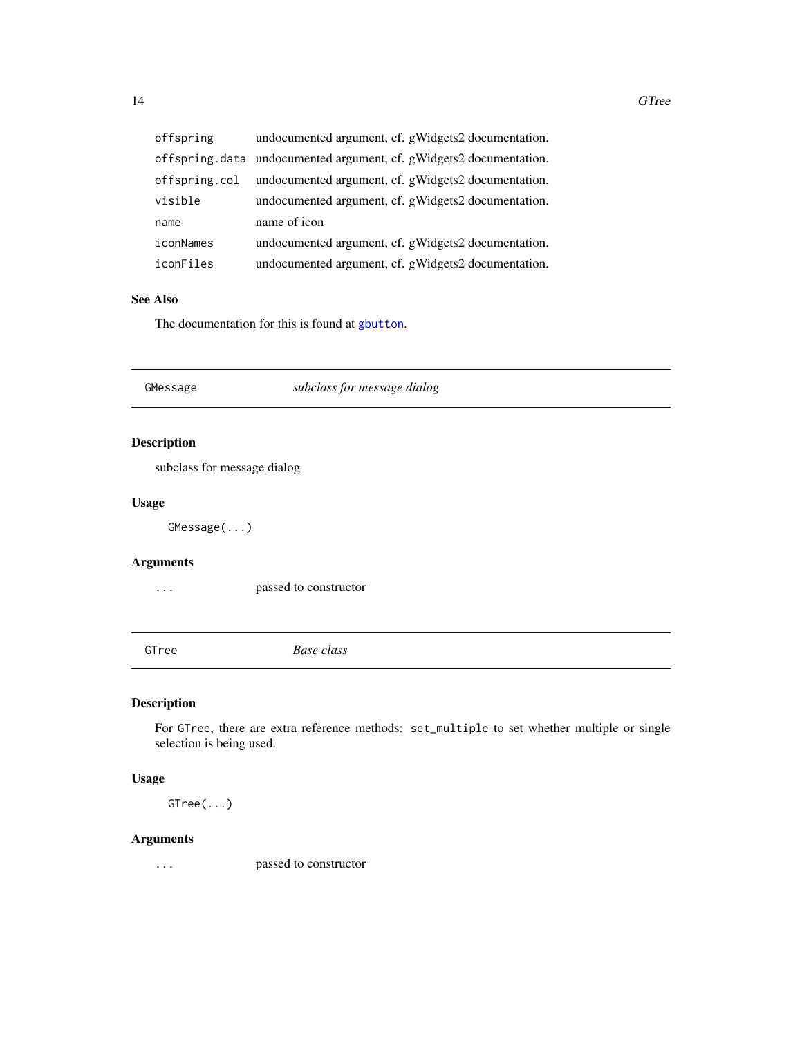| | |
|---|---|
| `offspring` | undocumented argument, cf. gWidgets2 documentation. |
| `offspring.data` | undocumented argument, cf. gWidgets2 documentation. |
| `offspring.col` | undocumented argument, cf. gWidgets2 documentation. |
| `visible` | undocumented argument, cf. gWidgets2 documentation. |
| `name` | name of icon |
| `iconNames` | undocumented argument, cf. gWidgets2 documentation. |
| `iconFiles` | undocumented argument, cf. gWidgets2 documentation. |

### See Also

The documentation for this is found at `gbutton`.

---

## GMessage *subclass for message dialog*

### Description

subclass for message dialog

### Usage

```
GMessage(...)
```

### Arguments

| | |
|---|---|
| `...` | passed to constructor |

---

## GTree *Base class*

### Description

For `GTree`, there are extra reference methods: `set_multiple` to set whether multiple or single selection is being used.

### Usage

```
GTree(...)
```

### Arguments

| | |
|---|---|
| `...` | passed to constructor |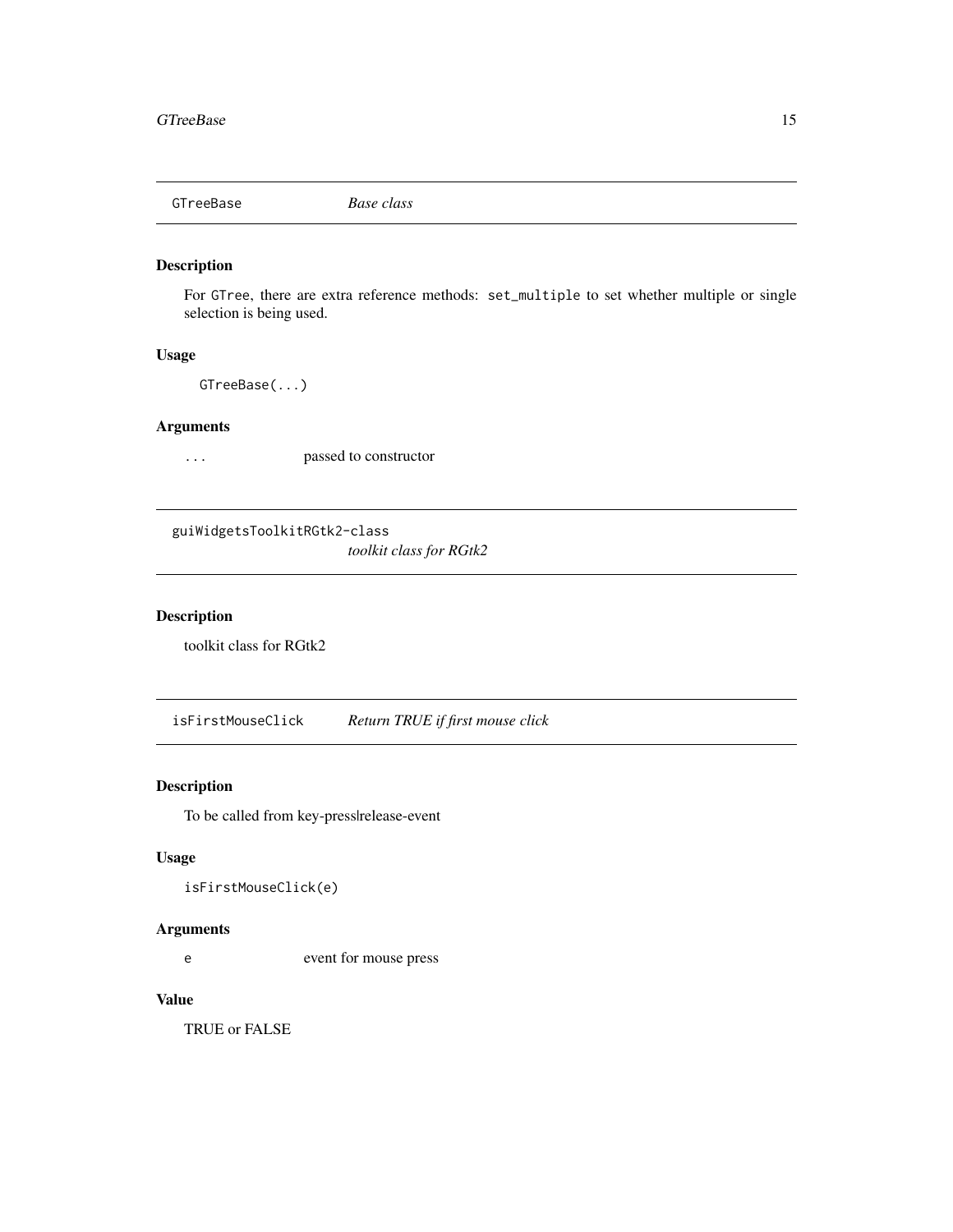## GTreeBase — *Base class*

### Description

For `GTree`, there are extra reference methods: `set_multiple` to set whether multiple or single selection is being used.

### Usage

```
GTreeBase(...)
```

### Arguments

| | |
|---|---|
| `...` | passed to constructor |

## guiWidgetsToolkitRGtk2-class — *toolkit class for RGtk2*

### Description

toolkit class for RGtk2

## isFirstMouseClick — *Return TRUE if first mouse click*

### Description

To be called from key-press|release-event

### Usage

```
isFirstMouseClick(e)
```

### Arguments

| | |
|---|---|
| `e` | event for mouse press |

### Value

TRUE or FALSE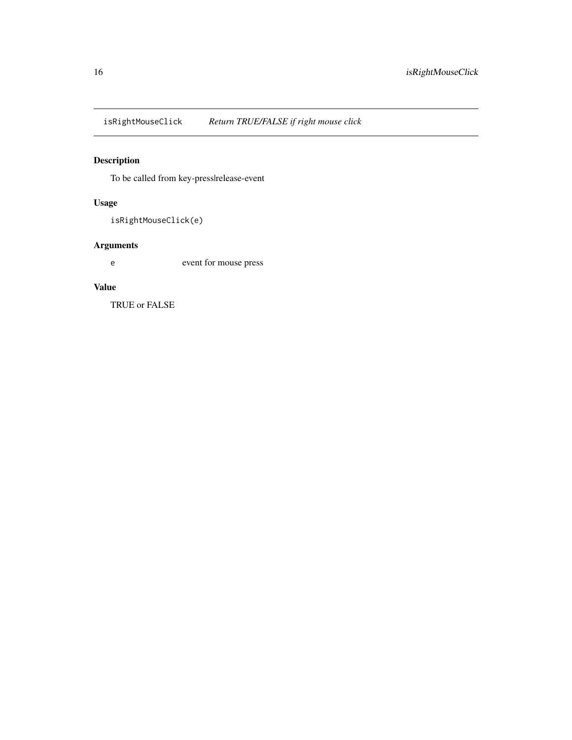## isRightMouseClick *Return TRUE/FALSE if right mouse click*

### Description

To be called from key-press|release-event

### Usage

```
isRightMouseClick(e)
```

### Arguments

| | |
|---|---|
| e | event for mouse press |

### Value

TRUE or FALSE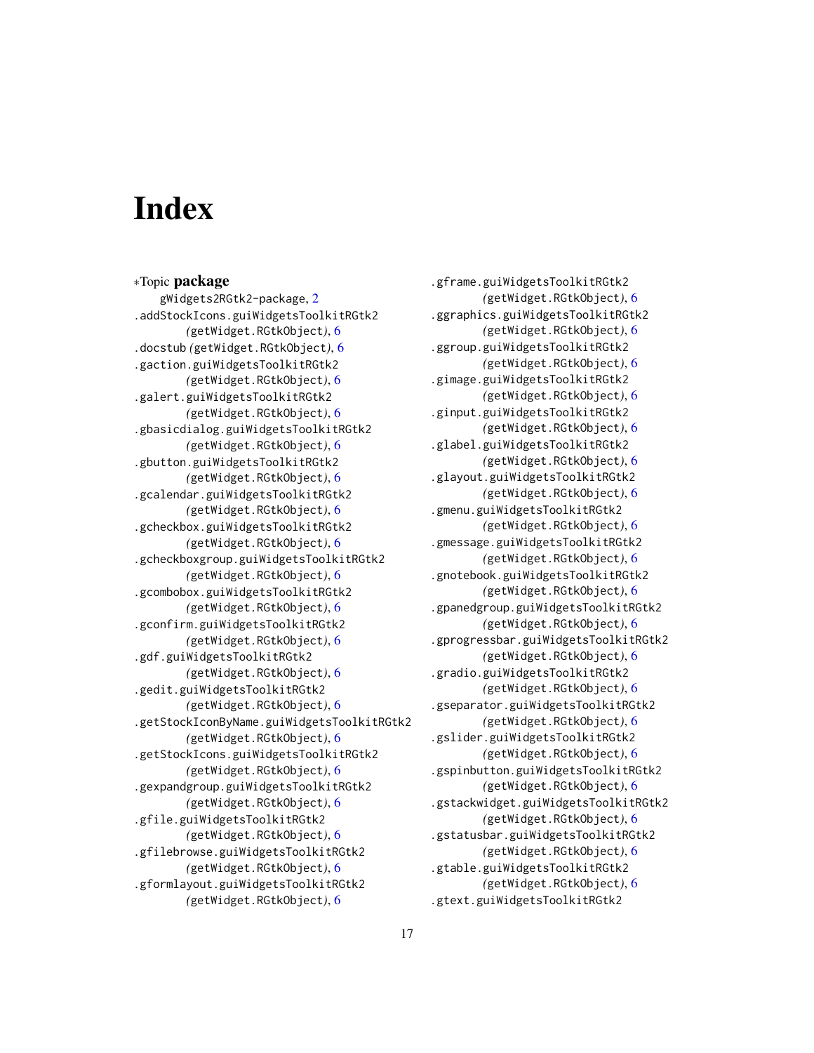# Index

∗Topic **package**

gWidgets2RGtk2-package, 2

.addStockIcons.guiWidgetsToolkitRGtk2 *(*getWidget.RGtkObject*)*, 6
.docstub *(*getWidget.RGtkObject*)*, 6
.gaction.guiWidgetsToolkitRGtk2 *(*getWidget.RGtkObject*)*, 6
.galert.guiWidgetsToolkitRGtk2 *(*getWidget.RGtkObject*)*, 6
.gbasicdialog.guiWidgetsToolkitRGtk2 *(*getWidget.RGtkObject*)*, 6
.gbutton.guiWidgetsToolkitRGtk2 *(*getWidget.RGtkObject*)*, 6
.gcalendar.guiWidgetsToolkitRGtk2 *(*getWidget.RGtkObject*)*, 6
.gcheckbox.guiWidgetsToolkitRGtk2 *(*getWidget.RGtkObject*)*, 6
.gcheckboxgroup.guiWidgetsToolkitRGtk2 *(*getWidget.RGtkObject*)*, 6
.gcombobox.guiWidgetsToolkitRGtk2 *(*getWidget.RGtkObject*)*, 6
.gconfirm.guiWidgetsToolkitRGtk2 *(*getWidget.RGtkObject*)*, 6
.gdf.guiWidgetsToolkitRGtk2 *(*getWidget.RGtkObject*)*, 6
.gedit.guiWidgetsToolkitRGtk2 *(*getWidget.RGtkObject*)*, 6
.getStockIconByName.guiWidgetsToolkitRGtk2 *(*getWidget.RGtkObject*)*, 6
.getStockIcons.guiWidgetsToolkitRGtk2 *(*getWidget.RGtkObject*)*, 6
.gexpandgroup.guiWidgetsToolkitRGtk2 *(*getWidget.RGtkObject*)*, 6
.gfile.guiWidgetsToolkitRGtk2 *(*getWidget.RGtkObject*)*, 6
.gfilebrowse.guiWidgetsToolkitRGtk2 *(*getWidget.RGtkObject*)*, 6
.gformlayout.guiWidgetsToolkitRGtk2 *(*getWidget.RGtkObject*)*, 6
.gframe.guiWidgetsToolkitRGtk2 *(*getWidget.RGtkObject*)*, 6
.ggraphics.guiWidgetsToolkitRGtk2 *(*getWidget.RGtkObject*)*, 6
.ggroup.guiWidgetsToolkitRGtk2 *(*getWidget.RGtkObject*)*, 6
.gimage.guiWidgetsToolkitRGtk2 *(*getWidget.RGtkObject*)*, 6
.ginput.guiWidgetsToolkitRGtk2 *(*getWidget.RGtkObject*)*, 6
.glabel.guiWidgetsToolkitRGtk2 *(*getWidget.RGtkObject*)*, 6
.glayout.guiWidgetsToolkitRGtk2 *(*getWidget.RGtkObject*)*, 6
.gmenu.guiWidgetsToolkitRGtk2 *(*getWidget.RGtkObject*)*, 6
.gmessage.guiWidgetsToolkitRGtk2 *(*getWidget.RGtkObject*)*, 6
.gnotebook.guiWidgetsToolkitRGtk2 *(*getWidget.RGtkObject*)*, 6
.gpanedgroup.guiWidgetsToolkitRGtk2 *(*getWidget.RGtkObject*)*, 6
.gprogressbar.guiWidgetsToolkitRGtk2 *(*getWidget.RGtkObject*)*, 6
.gradio.guiWidgetsToolkitRGtk2 *(*getWidget.RGtkObject*)*, 6
.gseparator.guiWidgetsToolkitRGtk2 *(*getWidget.RGtkObject*)*, 6
.gslider.guiWidgetsToolkitRGtk2 *(*getWidget.RGtkObject*)*, 6
.gspinbutton.guiWidgetsToolkitRGtk2 *(*getWidget.RGtkObject*)*, 6
.gstackwidget.guiWidgetsToolkitRGtk2 *(*getWidget.RGtkObject*)*, 6
.gstatusbar.guiWidgetsToolkitRGtk2 *(*getWidget.RGtkObject*)*, 6
.gtable.guiWidgetsToolkitRGtk2 *(*getWidget.RGtkObject*)*, 6
.gtext.guiWidgetsToolkitRGtk2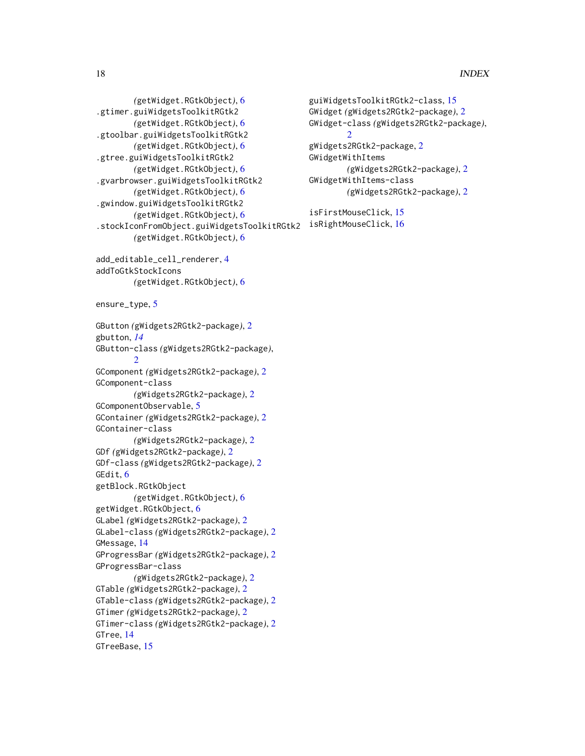(getWidget.RGtkObject), 6
.gtimer.guiWidgetsToolkitRGtk2
(getWidget.RGtkObject), 6
.gtoolbar.guiWidgetsToolkitRGtk2
(getWidget.RGtkObject), 6
.gtree.guiWidgetsToolkitRGtk2
(getWidget.RGtkObject), 6
.gvarbrowser.guiWidgetsToolkitRGtk2
(getWidget.RGtkObject), 6
.gwindow.guiWidgetsToolkitRGtk2
(getWidget.RGtkObject), 6
.stockIconFromObject.guiWidgetsToolkitRGtk2
(getWidget.RGtkObject), 6

add_editable_cell_renderer, 4
addToGtkStockIcons
(getWidget.RGtkObject), 6

ensure_type, 5

GButton (gWidgets2RGtk2-package), 2
gbutton, *14*
GButton-class (gWidgets2RGtk2-package), 2
GComponent (gWidgets2RGtk2-package), 2
GComponent-class
(gWidgets2RGtk2-package), 2
GComponentObservable, 5
GContainer (gWidgets2RGtk2-package), 2
GContainer-class
(gWidgets2RGtk2-package), 2
GDf (gWidgets2RGtk2-package), 2
GDf-class (gWidgets2RGtk2-package), 2
GEdit, 6
getBlock.RGtkObject
(getWidget.RGtkObject), 6
getWidget.RGtkObject, 6
GLabel (gWidgets2RGtk2-package), 2
GLabel-class (gWidgets2RGtk2-package), 2
GMessage, 14
GProgressBar (gWidgets2RGtk2-package), 2
GProgressBar-class
(gWidgets2RGtk2-package), 2
GTable (gWidgets2RGtk2-package), 2
GTable-class (gWidgets2RGtk2-package), 2
GTimer (gWidgets2RGtk2-package), 2
GTimer-class (gWidgets2RGtk2-package), 2
GTree, 14
GTreeBase, 15

guiWidgetsToolkitRGtk2-class, 15
GWidget (gWidgets2RGtk2-package), 2
GWidget-class (gWidgets2RGtk2-package), 2
gWidgets2RGtk2-package, 2
GWidgetWithItems
(gWidgets2RGtk2-package), 2
GWidgetWithItems-class
(gWidgets2RGtk2-package), 2

isFirstMouseClick, 15
isRightMouseClick, 16